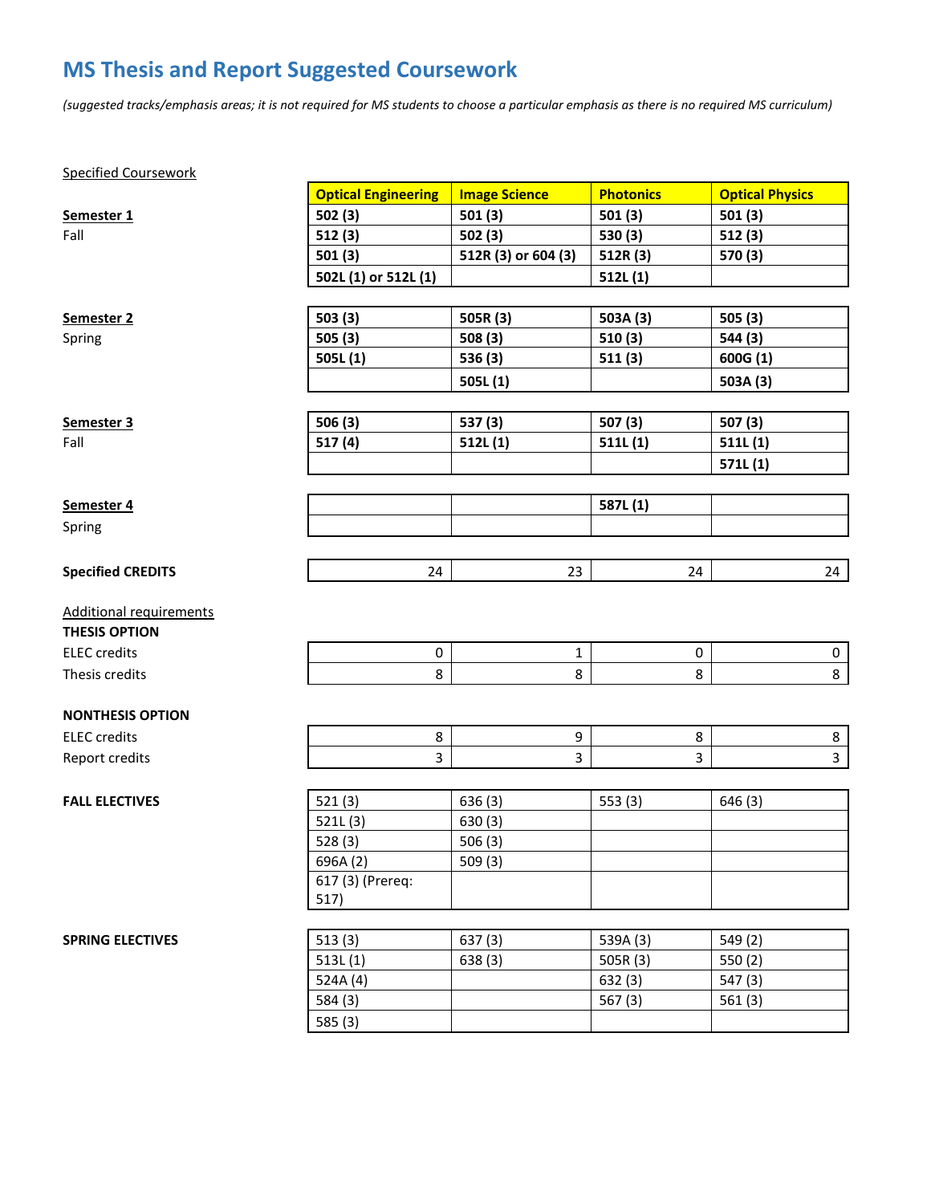# MS Thesis and Report Suggested Coursework

*(suggested tracks/emphasis areas; it is not required for MS students to choose a particular emphasis as there is no required MS curriculum)*

Specified Coursework

| | Optical Engineering | Image Science | Photonics | Optical Physics |
|---|---|---|---|---|
| **Semester 1** | **502 (3)** | **501 (3)** | **501 (3)** | **501 (3)** |
| Fall | **512 (3)** | **502 (3)** | **530 (3)** | **512 (3)** |
| | **501 (3)** | **512R (3) or 604 (3)** | **512R (3)** | **570 (3)** |
| | **502L (1) or 512L (1)** | | **512L (1)** | |
| **Semester 2** | **503 (3)** | **505R (3)** | **503A (3)** | **505 (3)** |
| Spring | **505 (3)** | **508 (3)** | **510 (3)** | **544 (3)** |
| | **505L (1)** | **536 (3)** | **511 (3)** | **600G (1)** |
| | | **505L (1)** | | **503A (3)** |
| **Semester 3** | **506 (3)** | **537 (3)** | **507 (3)** | **507 (3)** |
| Fall | **517 (4)** | **512L (1)** | **511L (1)** | **511L (1)** |
| | | | | **571L (1)** |
| **Semester 4** | | | **587L (1)** | |
| Spring | | | | |
| **Specified CREDITS** | 24 | 23 | 24 | 24 |

Additional requirements

| | Optical Engineering | Image Science | Photonics | Optical Physics |
|---|---|---|---|---|
| **THESIS OPTION** | | | | |
| ELEC credits | 0 | 1 | 0 | 0 |
| Thesis credits | 8 | 8 | 8 | 8 |
| **NONTHESIS OPTION** | | | | |
| ELEC credits | 8 | 9 | 8 | 8 |
| Report credits | 3 | 3 | 3 | 3 |

| | Optical Engineering | Image Science | Photonics | Optical Physics |
|---|---|---|---|---|
| **FALL ELECTIVES** | 521 (3) | 636 (3) | 553 (3) | 646 (3) |
| | 521L (3) | 630 (3) | | |
| | 528 (3) | 506 (3) | | |
| | 696A (2) | 509 (3) | | |
| | 617 (3) (Prereq: 517) | | | |
| **SPRING ELECTIVES** | 513 (3) | 637 (3) | 539A (3) | 549 (2) |
| | 513L (1) | 638 (3) | 505R (3) | 550 (2) |
| | 524A (4) | | 632 (3) | 547 (3) |
| | 584 (3) | | 567 (3) | 561 (3) |
| | 585 (3) | | | |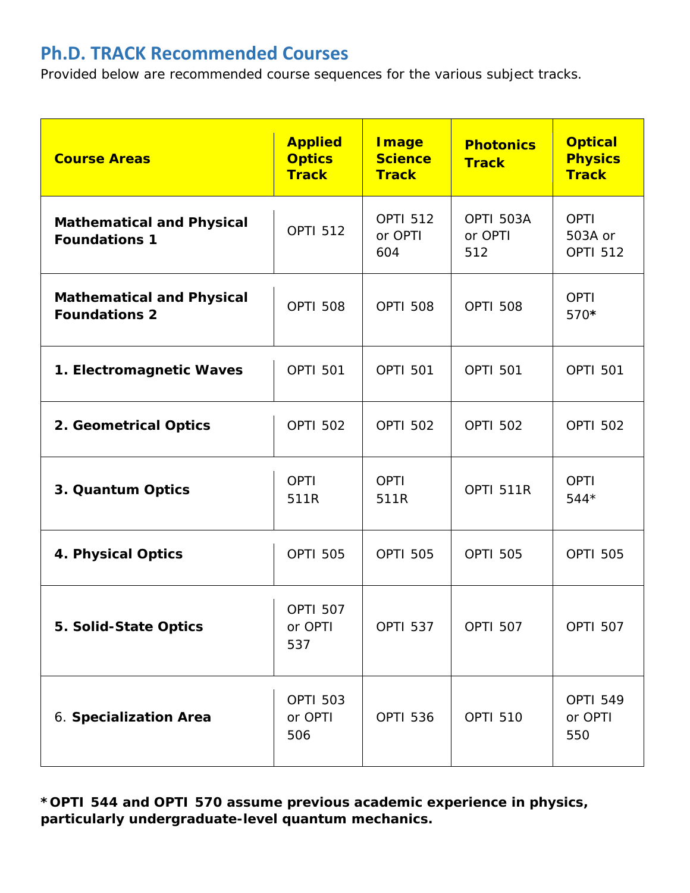## Ph.D. TRACK Recommended Courses

Provided below are recommended course sequences for the various subject tracks.

| Course Areas | Applied Optics Track | Image Science Track | Photonics Track | Optical Physics Track |
|---|---|---|---|---|
| **Mathematical and Physical Foundations 1** | OPTI 512 | OPTI 512 or OPTI 604 | OPTI 503A or OPTI 512 | OPTI 503A or OPTI 512 |
| **Mathematical and Physical Foundations 2** | OPTI 508 | OPTI 508 | OPTI 508 | OPTI 570* |
| **1. Electromagnetic Waves** | OPTI 501 | OPTI 501 | OPTI 501 | OPTI 501 |
| **2. Geometrical Optics** | OPTI 502 | OPTI 502 | OPTI 502 | OPTI 502 |
| **3. Quantum Optics** | OPTI 511R | OPTI 511R | OPTI 511R | OPTI 544* |
| **4. Physical Optics** | OPTI 505 | OPTI 505 | OPTI 505 | OPTI 505 |
| **5. Solid-State Optics** | OPTI 507 or OPTI 537 | OPTI 537 | OPTI 507 | OPTI 507 |
| 6. **Specialization Area** | OPTI 503 or OPTI 506 | OPTI 536 | OPTI 510 | OPTI 549 or OPTI 550 |

**\* OPTI 544 and OPTI 570 assume previous academic experience in physics, particularly undergraduate-level quantum mechanics.**